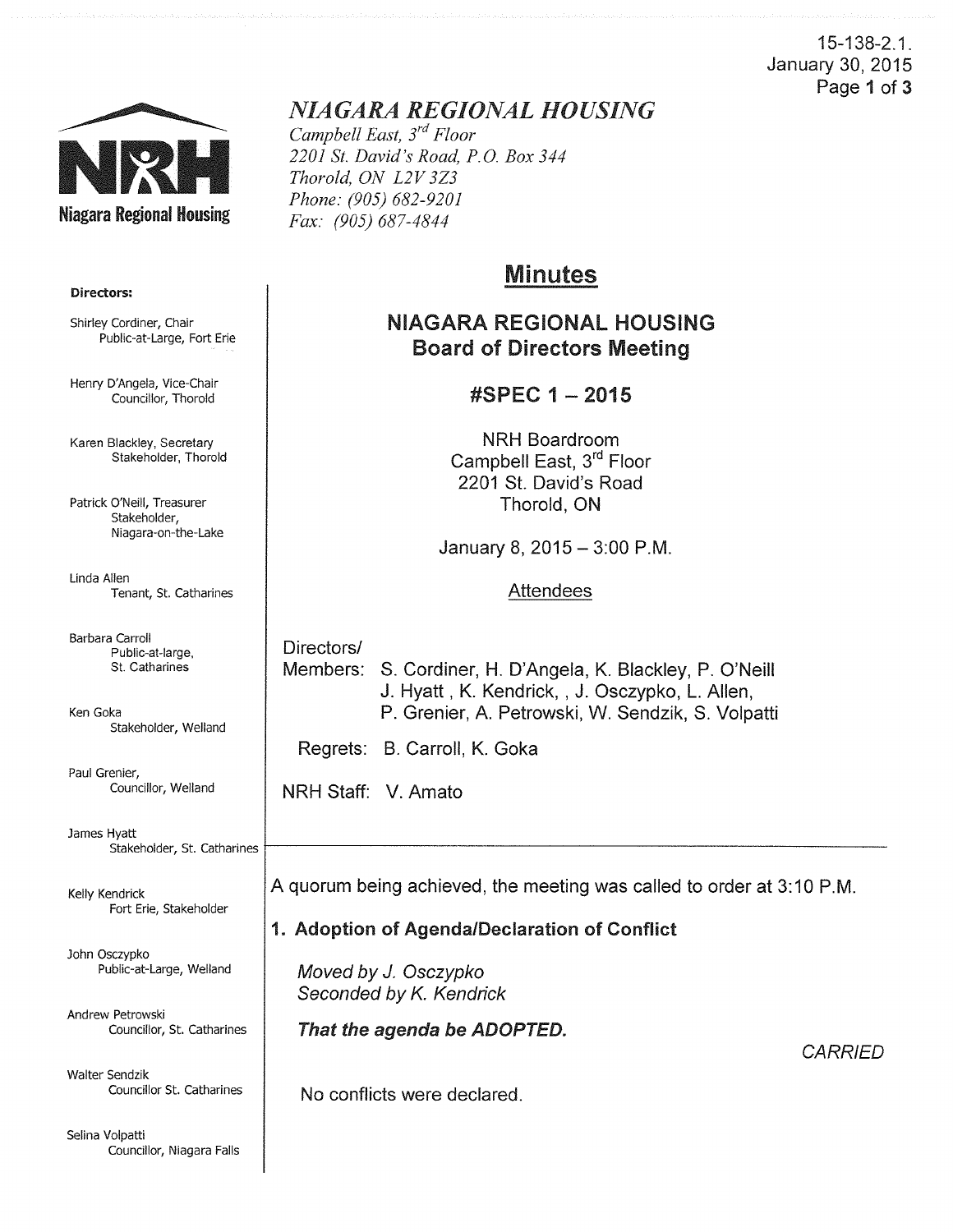15-138-2.1.
January 30, 2015

# NIAGARA REGIONAL HOUSING

*Campbell East, 3rd Floor*
*2201 St. David's Road, P.O. Box 344*
*Thorold, ON L2V 3Z3*
*Phone: (905) 682-9201*
*Fax: (905) 687-4844*

Niagara Regional Housing

**Directors:**

Shirley Cordiner, Chair
Public-at-Large, Fort Erie

Henry D'Angela, Vice-Chair
Councillor, Thorold

Karen Blackley, Secretary
Stakeholder, Thorold

Patrick O'Neill, Treasurer
Stakeholder, Niagara-on-the-Lake

Linda Allen
Tenant, St. Catharines

Barbara Carroll
Public-at-large, St. Catharines

Ken Goka
Stakeholder, Welland

Paul Grenier,
Councillor, Welland

James Hyatt
Stakeholder, St. Catharines

Kelly Kendrick
Fort Erie, Stakeholder

John Osczypko
Public-at-Large, Welland

Andrew Petrowski
Councillor, St. Catharines

Walter Sendzik
Councillor St. Catharines

Selina Volpatti
Councillor, Niagara Falls

## Minutes

### NIAGARA REGIONAL HOUSING
### Board of Directors Meeting

### #SPEC 1 – 2015

NRH Boardroom
Campbell East, 3rd Floor
2201 St. David's Road
Thorold, ON

January 8, 2015 – 3:00 P.M.

Attendees

Directors/
Members: S. Cordiner, H. D'Angela, K. Blackley, P. O'Neill
J. Hyatt , K. Kendrick, , J. Osczypko, L. Allen,
P. Grenier, A. Petrowski, W. Sendzik, S. Volpatti

Regrets: B. Carroll, K. Goka

NRH Staff: V. Amato

---

A quorum being achieved, the meeting was called to order at 3:10 P.M.

**1. Adoption of Agenda/Declaration of Conflict**

*Moved by J. Osczypko*
*Seconded by K. Kendrick*

***That the agenda be ADOPTED.***

*CARRIED*

No conflicts were declared.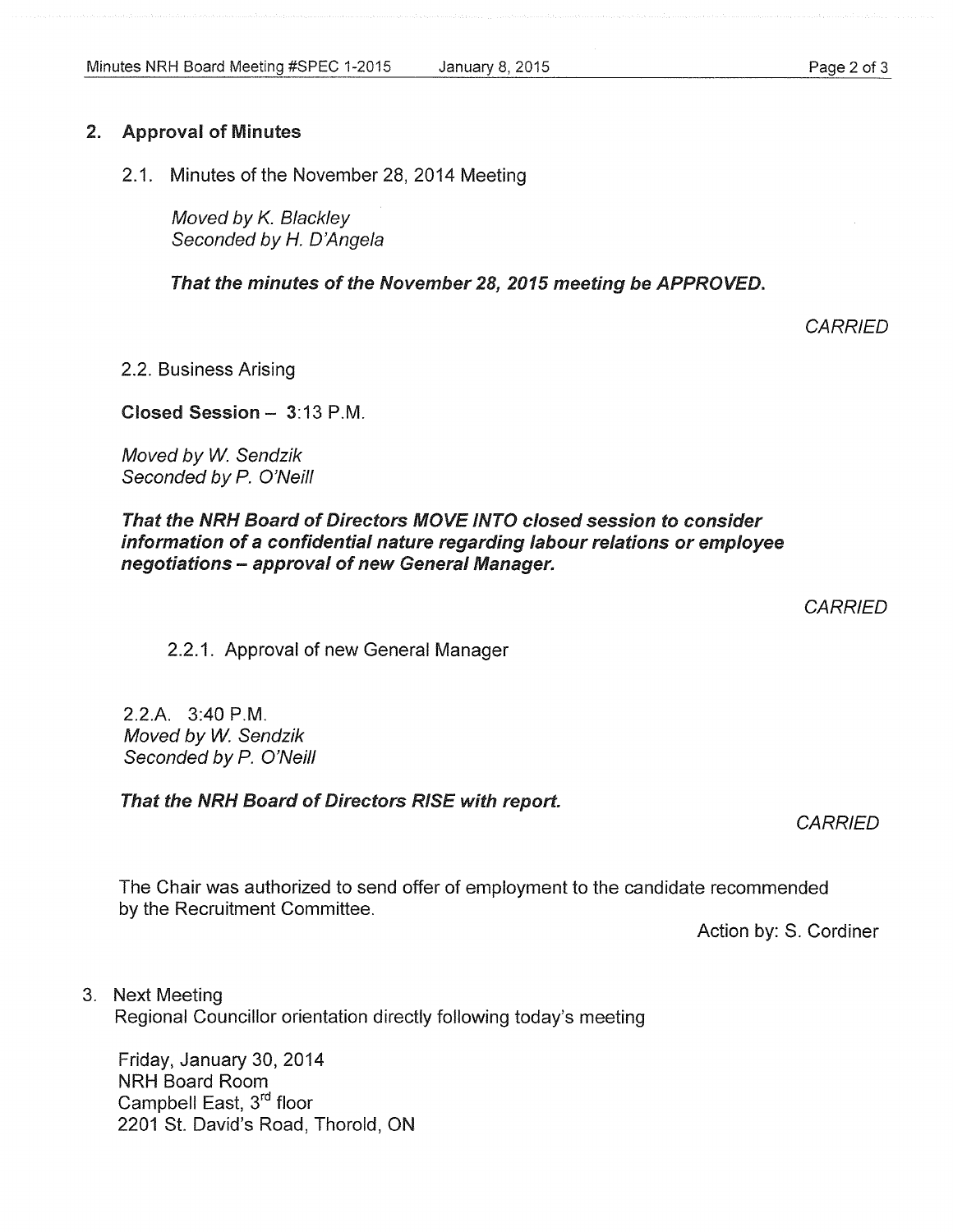## 2. Approval of Minutes

2.1. Minutes of the November 28, 2014 Meeting

*Moved by K. Blackley*
*Seconded by H. D'Angela*

***That the minutes of the November 28, 2015 meeting be APPROVED.***

*CARRIED*

2.2. Business Arising

**Closed Session – 3:13 P.M.**

*Moved by W. Sendzik*
*Seconded by P. O'Neill*

***That the NRH Board of Directors MOVE INTO closed session to consider information of a confidential nature regarding labour relations or employee negotiations – approval of new General Manager.***

*CARRIED*

2.2.1. Approval of new General Manager

2.2.A. 3:40 P.M.
*Moved by W. Sendzik*
*Seconded by P. O'Neill*

***That the NRH Board of Directors RISE with report.***

*CARRIED*

The Chair was authorized to send offer of employment to the candidate recommended by the Recruitment Committee.

Action by: S. Cordiner

3. Next Meeting
Regional Councillor orientation directly following today's meeting

Friday, January 30, 2014
NRH Board Room
Campbell East, 3rd floor
2201 St. David's Road, Thorold, ON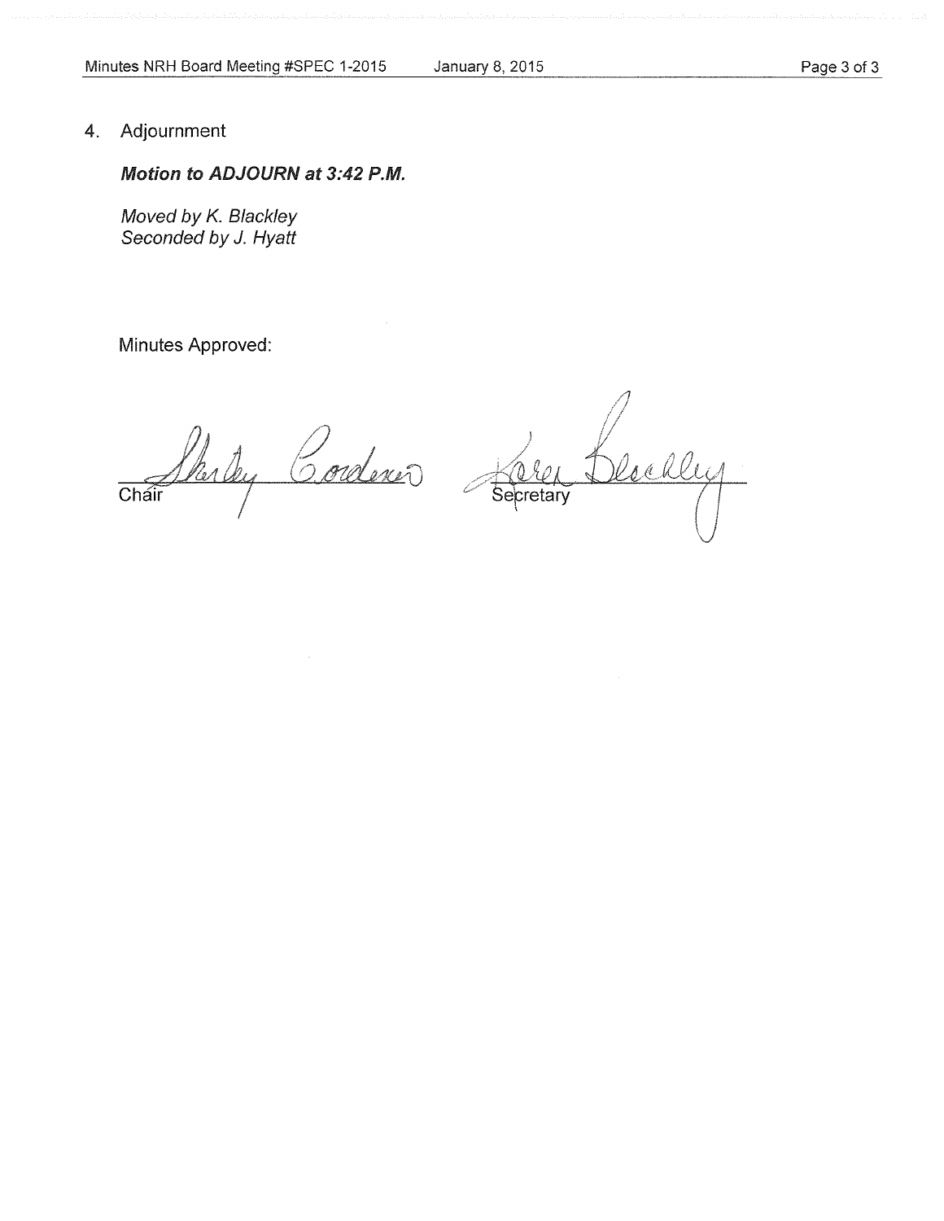4. Adjournment

***Motion to ADJOURN at 3:42 P.M.***

*Moved by K. Blackley*
*Seconded by J. Hyatt*

Minutes Approved:

Chair

Secretary